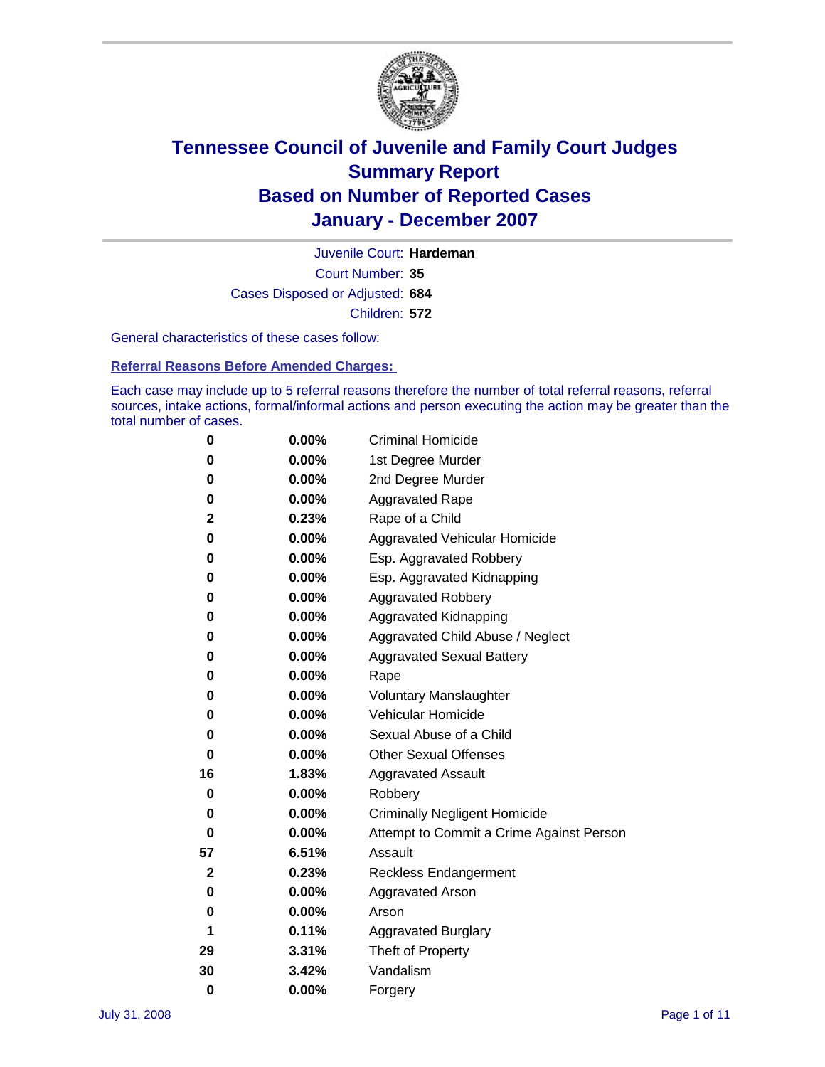# Tennessee Council of Juvenile and Family Court Judges
# Summary Report
# Based on Number of Reported Cases
# January - December 2007

Juvenile Court: **Hardeman**

Court Number: **35**

Cases Disposed or Adjusted: **684**

Children: **572**

General characteristics of these cases follow:

## Referral Reasons Before Amended Charges:

Each case may include up to 5 referral reasons therefore the number of total referral reasons, referral sources, intake actions, formal/informal actions and person executing the action may be greater than the total number of cases.

| Count | Percent | Referral Reason |
|---|---|---|
| 0 | 0.00% | Criminal Homicide |
| 0 | 0.00% | 1st Degree Murder |
| 0 | 0.00% | 2nd Degree Murder |
| 0 | 0.00% | Aggravated Rape |
| 2 | 0.23% | Rape of a Child |
| 0 | 0.00% | Aggravated Vehicular Homicide |
| 0 | 0.00% | Esp. Aggravated Robbery |
| 0 | 0.00% | Esp. Aggravated Kidnapping |
| 0 | 0.00% | Aggravated Robbery |
| 0 | 0.00% | Aggravated Kidnapping |
| 0 | 0.00% | Aggravated Child Abuse / Neglect |
| 0 | 0.00% | Aggravated Sexual Battery |
| 0 | 0.00% | Rape |
| 0 | 0.00% | Voluntary Manslaughter |
| 0 | 0.00% | Vehicular Homicide |
| 0 | 0.00% | Sexual Abuse of a Child |
| 0 | 0.00% | Other Sexual Offenses |
| 16 | 1.83% | Aggravated Assault |
| 0 | 0.00% | Robbery |
| 0 | 0.00% | Criminally Negligent Homicide |
| 0 | 0.00% | Attempt to Commit a Crime Against Person |
| 57 | 6.51% | Assault |
| 2 | 0.23% | Reckless Endangerment |
| 0 | 0.00% | Aggravated Arson |
| 0 | 0.00% | Arson |
| 1 | 0.11% | Aggravated Burglary |
| 29 | 3.31% | Theft of Property |
| 30 | 3.42% | Vandalism |
| 0 | 0.00% | Forgery |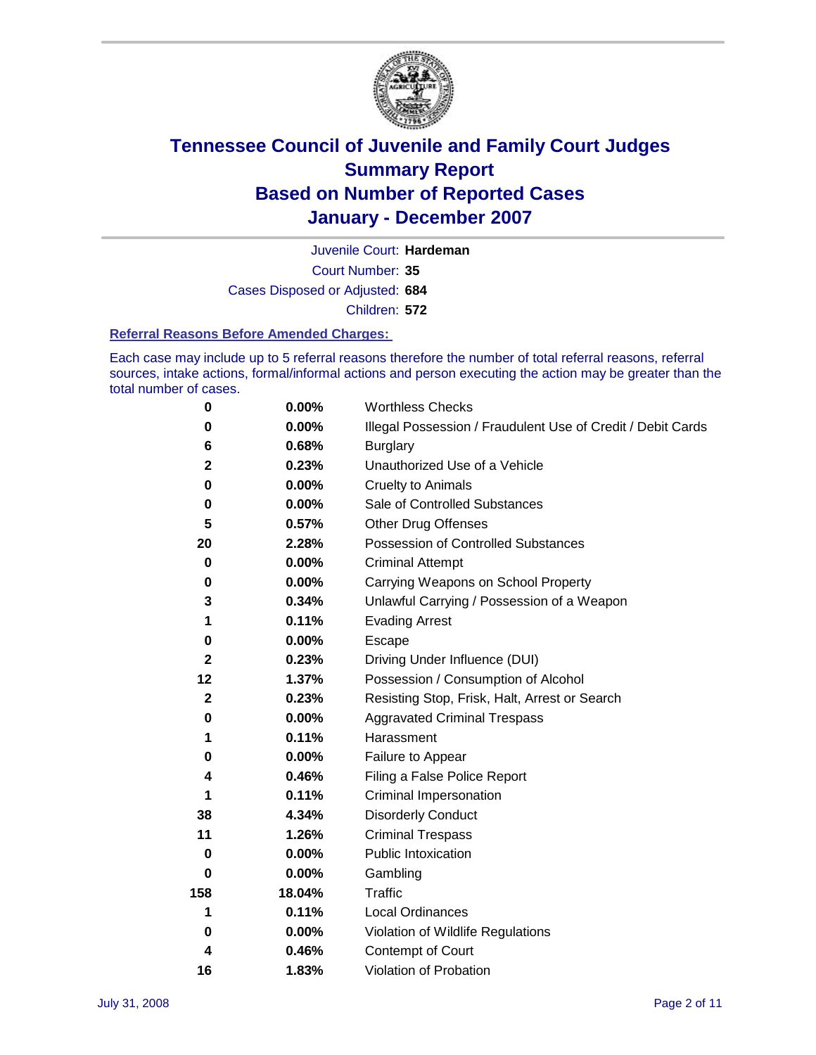# Tennessee Council of Juvenile and Family Court Judges
## Summary Report
## Based on Number of Reported Cases
## January - December 2007

Juvenile Court: **Hardeman**

Court Number: **35**

Cases Disposed or Adjusted: **684**

Children: **572**

### Referral Reasons Before Amended Charges:

Each case may include up to 5 referral reasons therefore the number of total referral reasons, referral sources, intake actions, formal/informal actions and person executing the action may be greater than the total number of cases.

| Count | Percent | Reason |
|---|---|---|
| 0 | 0.00% | Worthless Checks |
| 0 | 0.00% | Illegal Possession / Fraudulent Use of Credit / Debit Cards |
| 6 | 0.68% | Burglary |
| 2 | 0.23% | Unauthorized Use of a Vehicle |
| 0 | 0.00% | Cruelty to Animals |
| 0 | 0.00% | Sale of Controlled Substances |
| 5 | 0.57% | Other Drug Offenses |
| 20 | 2.28% | Possession of Controlled Substances |
| 0 | 0.00% | Criminal Attempt |
| 0 | 0.00% | Carrying Weapons on School Property |
| 3 | 0.34% | Unlawful Carrying / Possession of a Weapon |
| 1 | 0.11% | Evading Arrest |
| 0 | 0.00% | Escape |
| 2 | 0.23% | Driving Under Influence (DUI) |
| 12 | 1.37% | Possession / Consumption of Alcohol |
| 2 | 0.23% | Resisting Stop, Frisk, Halt, Arrest or Search |
| 0 | 0.00% | Aggravated Criminal Trespass |
| 1 | 0.11% | Harassment |
| 0 | 0.00% | Failure to Appear |
| 4 | 0.46% | Filing a False Police Report |
| 1 | 0.11% | Criminal Impersonation |
| 38 | 4.34% | Disorderly Conduct |
| 11 | 1.26% | Criminal Trespass |
| 0 | 0.00% | Public Intoxication |
| 0 | 0.00% | Gambling |
| 158 | 18.04% | Traffic |
| 1 | 0.11% | Local Ordinances |
| 0 | 0.00% | Violation of Wildlife Regulations |
| 4 | 0.46% | Contempt of Court |
| 16 | 1.83% | Violation of Probation |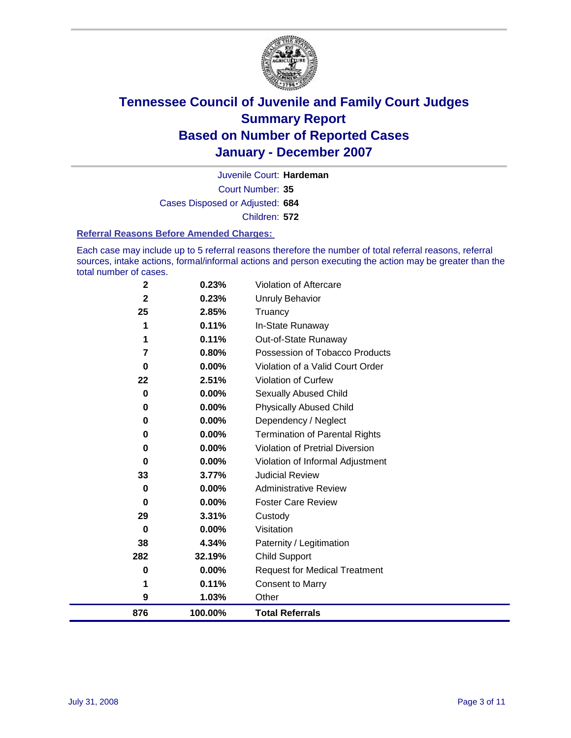# Tennessee Council of Juvenile and Family Court Judges
## Summary Report
## Based on Number of Reported Cases
## January - December 2007

Juvenile Court: **Hardeman**

Court Number: **35**

Cases Disposed or Adjusted: **684**

Children: **572**

### Referral Reasons Before Amended Charges:

Each case may include up to 5 referral reasons therefore the number of total referral reasons, referral sources, intake actions, formal/informal actions and person executing the action may be greater than the total number of cases.

| Count | Percent | Referral Reason |
|---|---|---|
| 2 | 0.23% | Violation of Aftercare |
| 2 | 0.23% | Unruly Behavior |
| 25 | 2.85% | Truancy |
| 1 | 0.11% | In-State Runaway |
| 1 | 0.11% | Out-of-State Runaway |
| 7 | 0.80% | Possession of Tobacco Products |
| 0 | 0.00% | Violation of a Valid Court Order |
| 22 | 2.51% | Violation of Curfew |
| 0 | 0.00% | Sexually Abused Child |
| 0 | 0.00% | Physically Abused Child |
| 0 | 0.00% | Dependency / Neglect |
| 0 | 0.00% | Termination of Parental Rights |
| 0 | 0.00% | Violation of Pretrial Diversion |
| 0 | 0.00% | Violation of Informal Adjustment |
| 33 | 3.77% | Judicial Review |
| 0 | 0.00% | Administrative Review |
| 0 | 0.00% | Foster Care Review |
| 29 | 3.31% | Custody |
| 0 | 0.00% | Visitation |
| 38 | 4.34% | Paternity / Legitimation |
| 282 | 32.19% | Child Support |
| 0 | 0.00% | Request for Medical Treatment |
| 1 | 0.11% | Consent to Marry |
| 9 | 1.03% | Other |
| **876** | **100.00%** | **Total Referrals** |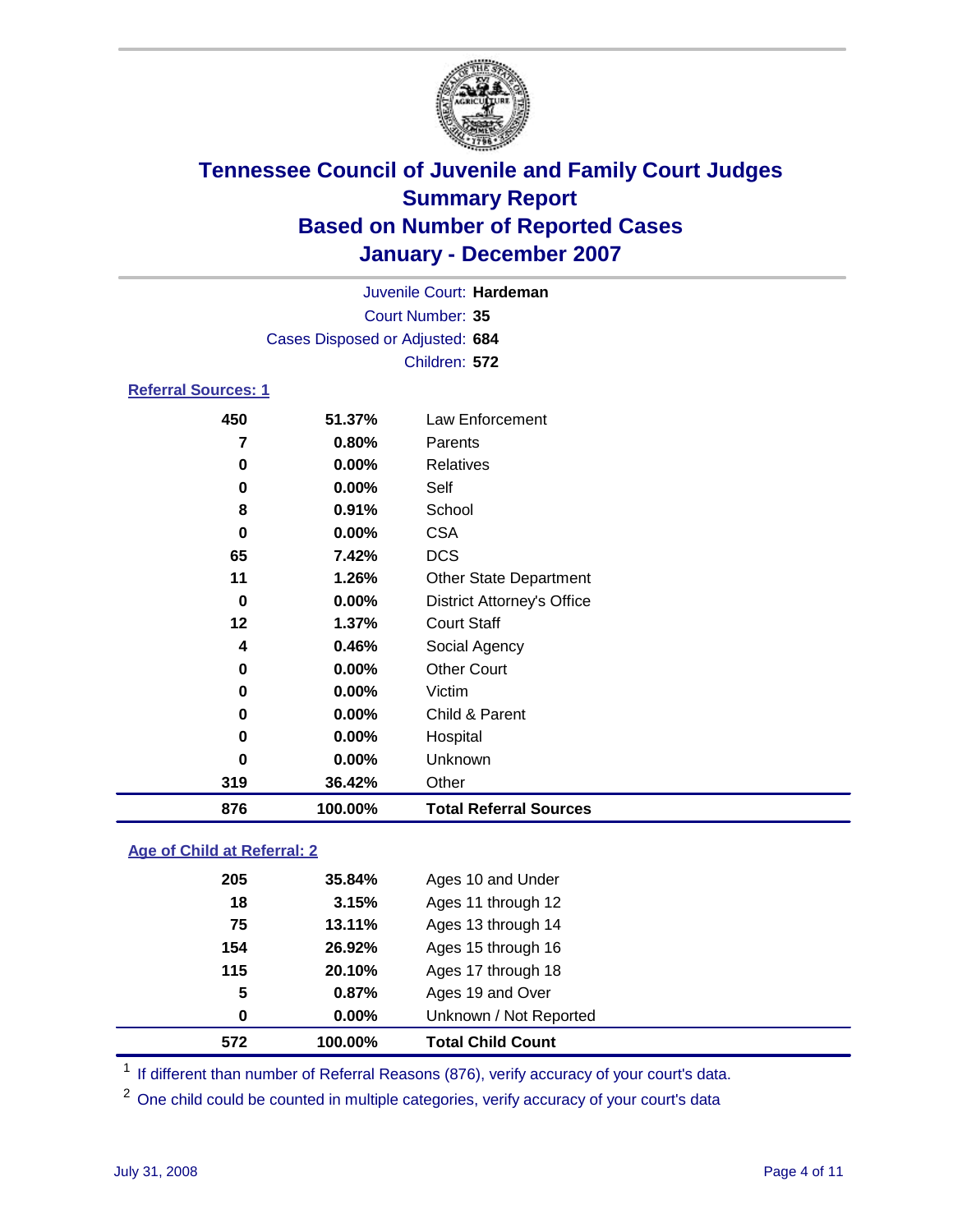# Tennessee Council of Juvenile and Family Court Judges
## Summary Report
## Based on Number of Reported Cases
## January - December 2007

Juvenile Court: **Hardeman**
Court Number: **35**
Cases Disposed or Adjusted: **684**
Children: **572**

### Referral Sources: 1

| | | |
|---|---|---|
| 450 | 51.37% | Law Enforcement |
| 7 | 0.80% | Parents |
| 0 | 0.00% | Relatives |
| 0 | 0.00% | Self |
| 8 | 0.91% | School |
| 0 | 0.00% | CSA |
| 65 | 7.42% | DCS |
| 11 | 1.26% | Other State Department |
| 0 | 0.00% | District Attorney's Office |
| 12 | 1.37% | Court Staff |
| 4 | 0.46% | Social Agency |
| 0 | 0.00% | Other Court |
| 0 | 0.00% | Victim |
| 0 | 0.00% | Child & Parent |
| 0 | 0.00% | Hospital |
| 0 | 0.00% | Unknown |
| 319 | 36.42% | Other |
| **876** | **100.00%** | **Total Referral Sources** |

### Age of Child at Referral: 2

| | | |
|---|---|---|
| 205 | 35.84% | Ages 10 and Under |
| 18 | 3.15% | Ages 11 through 12 |
| 75 | 13.11% | Ages 13 through 14 |
| 154 | 26.92% | Ages 15 through 16 |
| 115 | 20.10% | Ages 17 through 18 |
| 5 | 0.87% | Ages 19 and Over |
| 0 | 0.00% | Unknown / Not Reported |
| **572** | **100.00%** | **Total Child Count** |

[1] If different than number of Referral Reasons (876), verify accuracy of your court's data.

[2] One child could be counted in multiple categories, verify accuracy of your court's data

July 31, 2008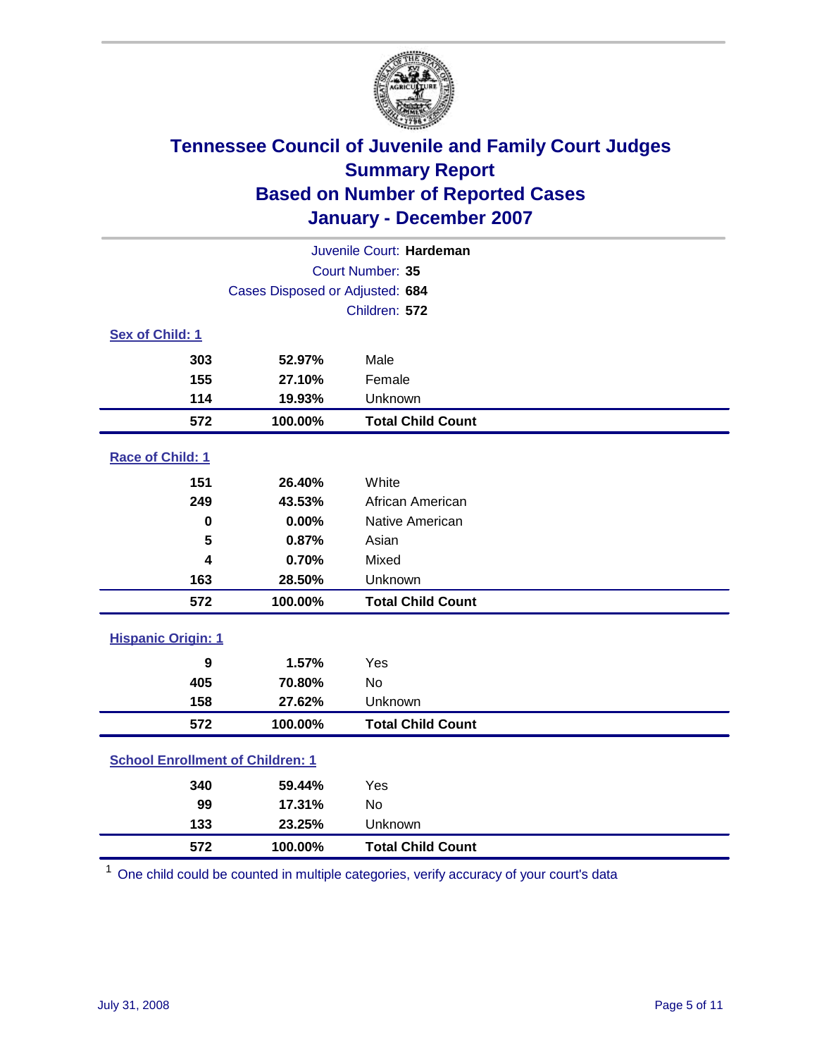# Tennessee Council of Juvenile and Family Court Judges
## Summary Report
## Based on Number of Reported Cases
## January - December 2007

Juvenile Court: **Hardeman**

Court Number: **35**

Cases Disposed or Adjusted: **684**

Children: **572**

### Sex of Child: 1

| | | |
|---|---|---|
| 303 | 52.97% | Male |
| 155 | 27.10% | Female |
| 114 | 19.93% | Unknown |
| **572** | **100.00%** | **Total Child Count** |

### Race of Child: 1

| | | |
|---|---|---|
| 151 | 26.40% | White |
| 249 | 43.53% | African American |
| 0 | 0.00% | Native American |
| 5 | 0.87% | Asian |
| 4 | 0.70% | Mixed |
| 163 | 28.50% | Unknown |
| **572** | **100.00%** | **Total Child Count** |

### Hispanic Origin: 1

| | | |
|---|---|---|
| 9 | 1.57% | Yes |
| 405 | 70.80% | No |
| 158 | 27.62% | Unknown |
| **572** | **100.00%** | **Total Child Count** |

### School Enrollment of Children: 1

| | | |
|---|---|---|
| 340 | 59.44% | Yes |
| 99 | 17.31% | No |
| 133 | 23.25% | Unknown |
| **572** | **100.00%** | **Total Child Count** |

[1] One child could be counted in multiple categories, verify accuracy of your court's data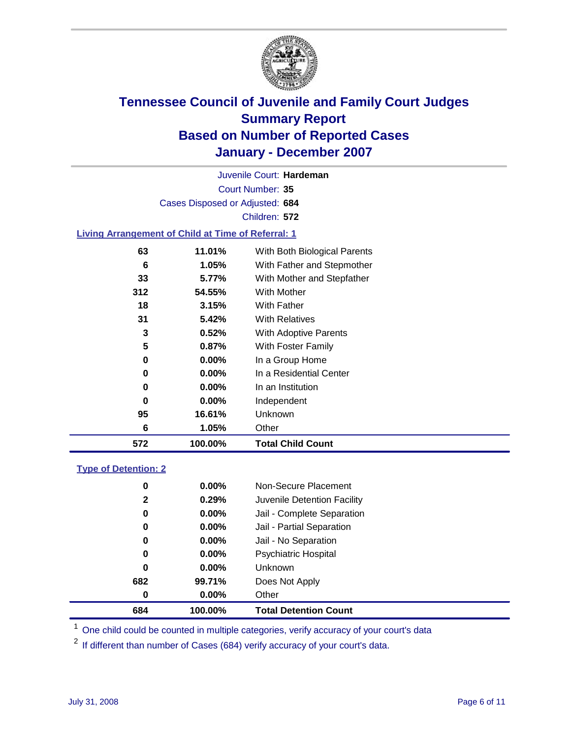# Tennessee Council of Juvenile and Family Court Judges
## Summary Report
## Based on Number of Reported Cases
## January - December 2007

Juvenile Court: **Hardeman**

Court Number: **35**

Cases Disposed or Adjusted: **684**

Children: **572**

### Living Arrangement of Child at Time of Referral: 1

| Count | Percent | Category |
|---|---|---|
| 63 | 11.01% | With Both Biological Parents |
| 6 | 1.05% | With Father and Stepmother |
| 33 | 5.77% | With Mother and Stepfather |
| 312 | 54.55% | With Mother |
| 18 | 3.15% | With Father |
| 31 | 5.42% | With Relatives |
| 3 | 0.52% | With Adoptive Parents |
| 5 | 0.87% | With Foster Family |
| 0 | 0.00% | In a Group Home |
| 0 | 0.00% | In a Residential Center |
| 0 | 0.00% | In an Institution |
| 0 | 0.00% | Independent |
| 95 | 16.61% | Unknown |
| 6 | 1.05% | Other |
| **572** | **100.00%** | **Total Child Count** |

### Type of Detention: 2

| Count | Percent | Category |
|---|---|---|
| 0 | 0.00% | Non-Secure Placement |
| 2 | 0.29% | Juvenile Detention Facility |
| 0 | 0.00% | Jail - Complete Separation |
| 0 | 0.00% | Jail - Partial Separation |
| 0 | 0.00% | Jail - No Separation |
| 0 | 0.00% | Psychiatric Hospital |
| 0 | 0.00% | Unknown |
| 682 | 99.71% | Does Not Apply |
| 0 | 0.00% | Other |
| **684** | **100.00%** | **Total Detention Count** |

[1] One child could be counted in multiple categories, verify accuracy of your court's data

[2] If different than number of Cases (684) verify accuracy of your court's data.

July 31, 2008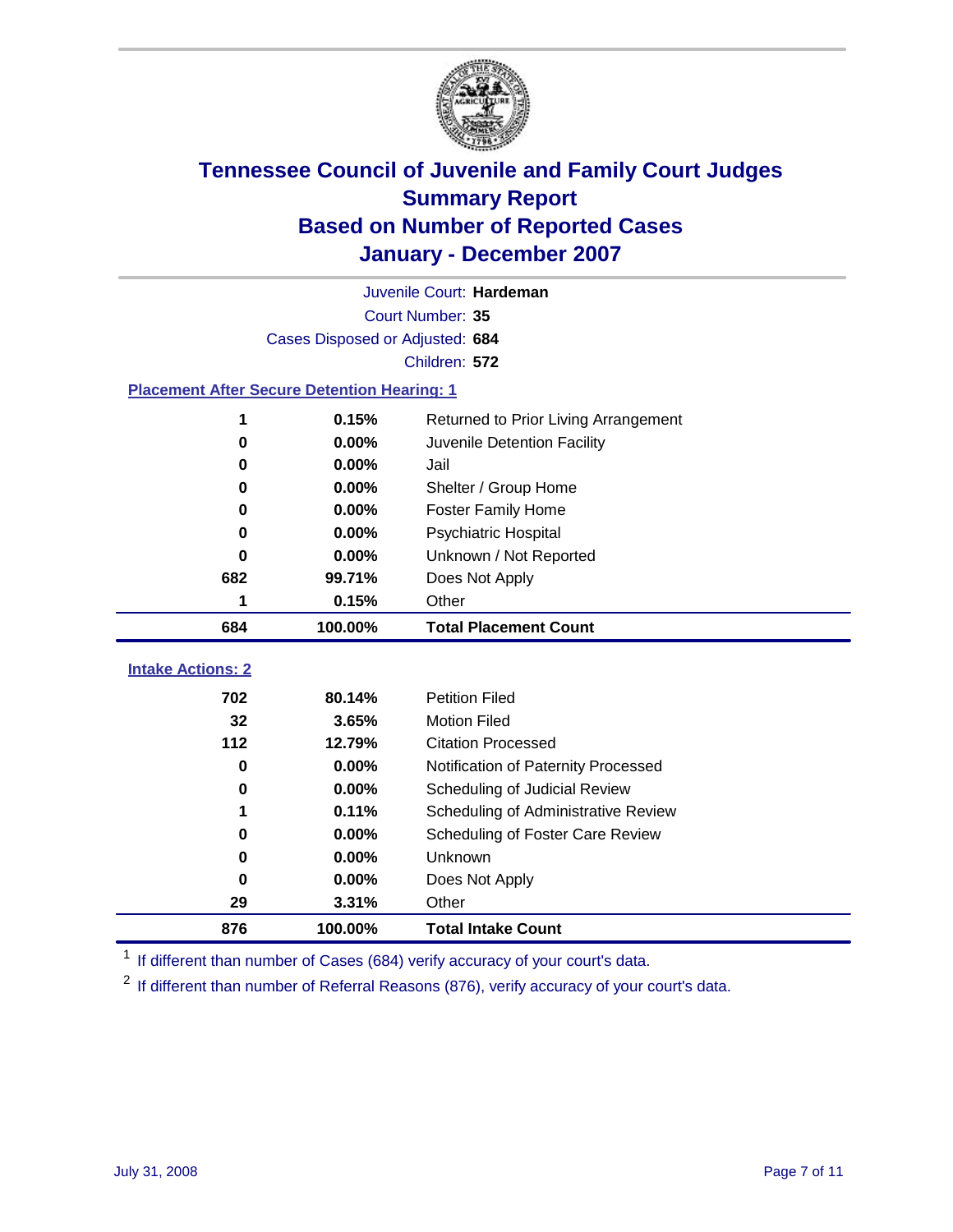# Tennessee Council of Juvenile and Family Court Judges
## Summary Report
## Based on Number of Reported Cases
## January - December 2007

Juvenile Court: **Hardeman**
Court Number: **35**
Cases Disposed or Adjusted: **684**
Children: **572**

### Placement After Secure Detention Hearing: 1

| Count | Percent | Placement |
|---|---|---|
| 1 | 0.15% | Returned to Prior Living Arrangement |
| 0 | 0.00% | Juvenile Detention Facility |
| 0 | 0.00% | Jail |
| 0 | 0.00% | Shelter / Group Home |
| 0 | 0.00% | Foster Family Home |
| 0 | 0.00% | Psychiatric Hospital |
| 0 | 0.00% | Unknown / Not Reported |
| 682 | 99.71% | Does Not Apply |
| 1 | 0.15% | Other |
| **684** | **100.00%** | **Total Placement Count** |

### Intake Actions: 2

| Count | Percent | Intake Action |
|---|---|---|
| 702 | 80.14% | Petition Filed |
| 32 | 3.65% | Motion Filed |
| 112 | 12.79% | Citation Processed |
| 0 | 0.00% | Notification of Paternity Processed |
| 0 | 0.00% | Scheduling of Judicial Review |
| 1 | 0.11% | Scheduling of Administrative Review |
| 0 | 0.00% | Scheduling of Foster Care Review |
| 0 | 0.00% | Unknown |
| 0 | 0.00% | Does Not Apply |
| 29 | 3.31% | Other |
| **876** | **100.00%** | **Total Intake Count** |

[1] If different than number of Cases (684) verify accuracy of your court's data.

[2] If different than number of Referral Reasons (876), verify accuracy of your court's data.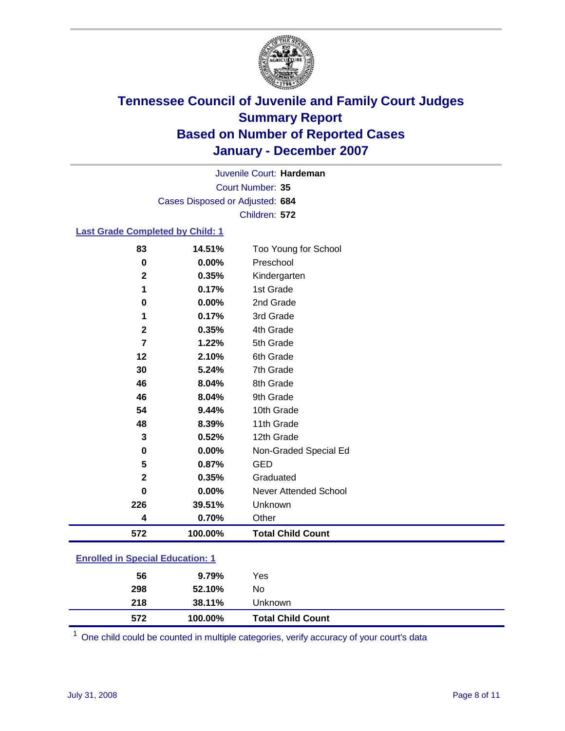# Tennessee Council of Juvenile and Family Court Judges
## Summary Report
## Based on Number of Reported Cases
## January - December 2007

Juvenile Court: **Hardeman**
Court Number: **35**
Cases Disposed or Adjusted: **684**
Children: **572**

### Last Grade Completed by Child: 1

| Count | Percent | Category |
|---|---|---|
| 83 | 14.51% | Too Young for School |
| 0 | 0.00% | Preschool |
| 2 | 0.35% | Kindergarten |
| 1 | 0.17% | 1st Grade |
| 0 | 0.00% | 2nd Grade |
| 1 | 0.17% | 3rd Grade |
| 2 | 0.35% | 4th Grade |
| 7 | 1.22% | 5th Grade |
| 12 | 2.10% | 6th Grade |
| 30 | 5.24% | 7th Grade |
| 46 | 8.04% | 8th Grade |
| 46 | 8.04% | 9th Grade |
| 54 | 9.44% | 10th Grade |
| 48 | 8.39% | 11th Grade |
| 3 | 0.52% | 12th Grade |
| 0 | 0.00% | Non-Graded Special Ed |
| 5 | 0.87% | GED |
| 2 | 0.35% | Graduated |
| 0 | 0.00% | Never Attended School |
| 226 | 39.51% | Unknown |
| 4 | 0.70% | Other |
| **572** | **100.00%** | **Total Child Count** |

### Enrolled in Special Education: 1

| Count | Percent | Category |
|---|---|---|
| 56 | 9.79% | Yes |
| 298 | 52.10% | No |
| 218 | 38.11% | Unknown |
| **572** | **100.00%** | **Total Child Count** |

[1] One child could be counted in multiple categories, verify accuracy of your court's data

July 31, 2008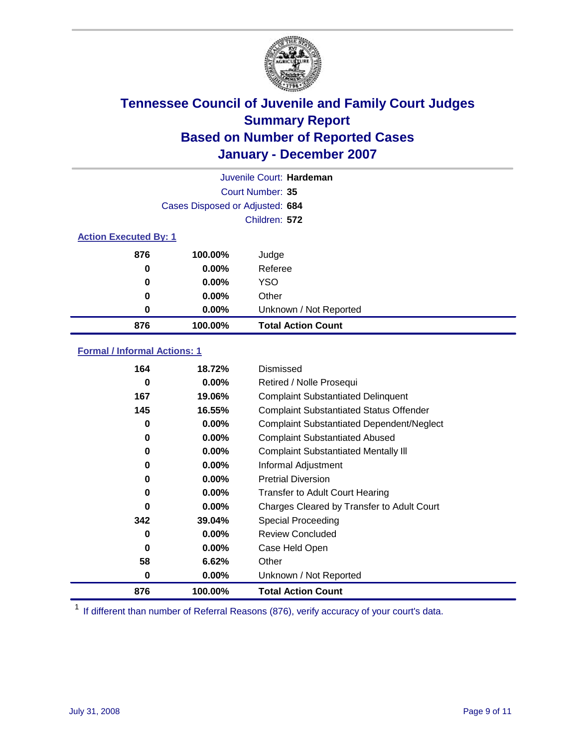# Tennessee Council of Juvenile and Family Court Judges
## Summary Report
## Based on Number of Reported Cases
## January - December 2007

Juvenile Court: **Hardeman**

Court Number: **35**

Cases Disposed or Adjusted: **684**

Children: **572**

### Action Executed By: 1

| | | |
|---|---|---|
| 876 | 100.00% | Judge |
| 0 | 0.00% | Referee |
| 0 | 0.00% | YSO |
| 0 | 0.00% | Other |
| 0 | 0.00% | Unknown / Not Reported |
| **876** | **100.00%** | **Total Action Count** |

### Formal / Informal Actions: 1

| | | |
|---|---|---|
| 164 | 18.72% | Dismissed |
| 0 | 0.00% | Retired / Nolle Prosequi |
| 167 | 19.06% | Complaint Substantiated Delinquent |
| 145 | 16.55% | Complaint Substantiated Status Offender |
| 0 | 0.00% | Complaint Substantiated Dependent/Neglect |
| 0 | 0.00% | Complaint Substantiated Abused |
| 0 | 0.00% | Complaint Substantiated Mentally Ill |
| 0 | 0.00% | Informal Adjustment |
| 0 | 0.00% | Pretrial Diversion |
| 0 | 0.00% | Transfer to Adult Court Hearing |
| 0 | 0.00% | Charges Cleared by Transfer to Adult Court |
| 342 | 39.04% | Special Proceeding |
| 0 | 0.00% | Review Concluded |
| 0 | 0.00% | Case Held Open |
| 58 | 6.62% | Other |
| 0 | 0.00% | Unknown / Not Reported |
| **876** | **100.00%** | **Total Action Count** |

[1] If different than number of Referral Reasons (876), verify accuracy of your court's data.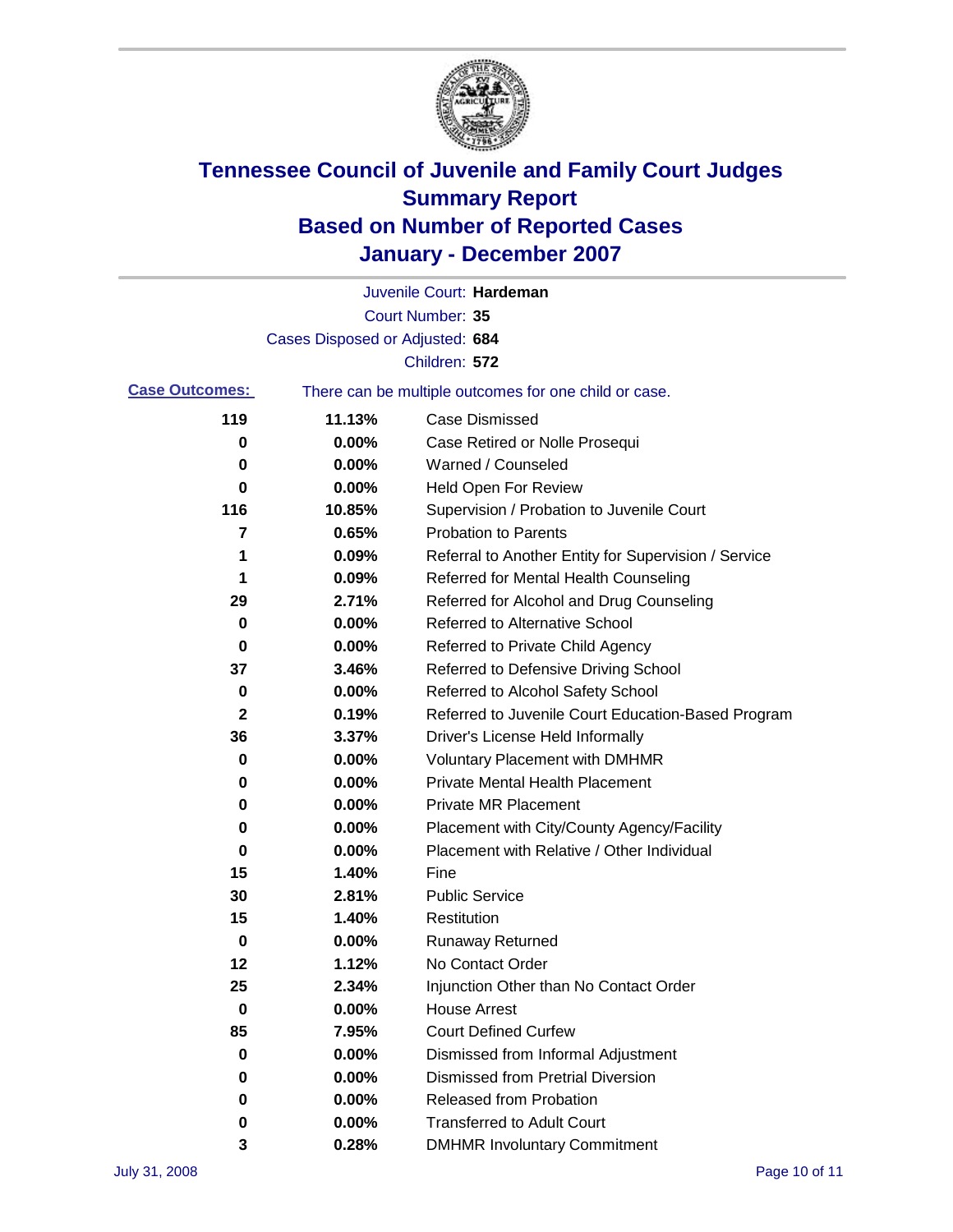# Tennessee Council of Juvenile and Family Court Judges
# Summary Report
# Based on Number of Reported Cases
# January - December 2007

Juvenile Court: **Hardeman**
Court Number: **35**
Cases Disposed or Adjusted: **684**
Children: **572**

**Case Outcomes:** There can be multiple outcomes for one child or case.

| Count | Percent | Outcome |
|---|---|---|
| 119 | 11.13% | Case Dismissed |
| 0 | 0.00% | Case Retired or Nolle Prosequi |
| 0 | 0.00% | Warned / Counseled |
| 0 | 0.00% | Held Open For Review |
| 116 | 10.85% | Supervision / Probation to Juvenile Court |
| 7 | 0.65% | Probation to Parents |
| 1 | 0.09% | Referral to Another Entity for Supervision / Service |
| 1 | 0.09% | Referred for Mental Health Counseling |
| 29 | 2.71% | Referred for Alcohol and Drug Counseling |
| 0 | 0.00% | Referred to Alternative School |
| 0 | 0.00% | Referred to Private Child Agency |
| 37 | 3.46% | Referred to Defensive Driving School |
| 0 | 0.00% | Referred to Alcohol Safety School |
| 2 | 0.19% | Referred to Juvenile Court Education-Based Program |
| 36 | 3.37% | Driver's License Held Informally |
| 0 | 0.00% | Voluntary Placement with DMHMR |
| 0 | 0.00% | Private Mental Health Placement |
| 0 | 0.00% | Private MR Placement |
| 0 | 0.00% | Placement with City/County Agency/Facility |
| 0 | 0.00% | Placement with Relative / Other Individual |
| 15 | 1.40% | Fine |
| 30 | 2.81% | Public Service |
| 15 | 1.40% | Restitution |
| 0 | 0.00% | Runaway Returned |
| 12 | 1.12% | No Contact Order |
| 25 | 2.34% | Injunction Other than No Contact Order |
| 0 | 0.00% | House Arrest |
| 85 | 7.95% | Court Defined Curfew |
| 0 | 0.00% | Dismissed from Informal Adjustment |
| 0 | 0.00% | Dismissed from Pretrial Diversion |
| 0 | 0.00% | Released from Probation |
| 0 | 0.00% | Transferred to Adult Court |
| 3 | 0.28% | DMHMR Involuntary Commitment |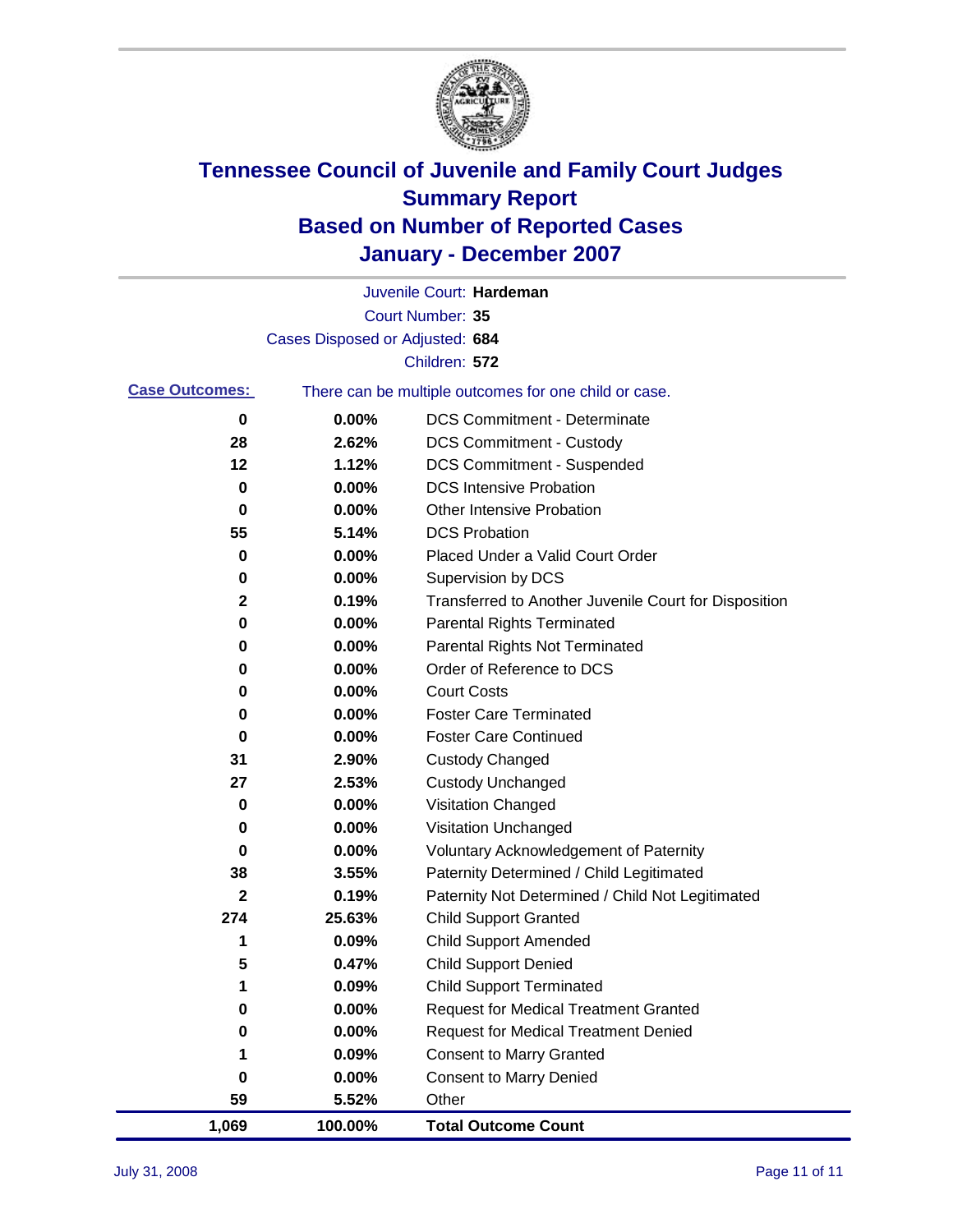# Tennessee Council of Juvenile and Family Court Judges
## Summary Report
## Based on Number of Reported Cases
## January - December 2007

Juvenile Court: **Hardeman**

Court Number: **35**

Cases Disposed or Adjusted: **684**

Children: **572**

**Case Outcomes:** There can be multiple outcomes for one child or case.

| | | |
|---|---|---|
| 0 | 0.00% | DCS Commitment - Determinate |
| 28 | 2.62% | DCS Commitment - Custody |
| 12 | 1.12% | DCS Commitment - Suspended |
| 0 | 0.00% | DCS Intensive Probation |
| 0 | 0.00% | Other Intensive Probation |
| 55 | 5.14% | DCS Probation |
| 0 | 0.00% | Placed Under a Valid Court Order |
| 0 | 0.00% | Supervision by DCS |
| 2 | 0.19% | Transferred to Another Juvenile Court for Disposition |
| 0 | 0.00% | Parental Rights Terminated |
| 0 | 0.00% | Parental Rights Not Terminated |
| 0 | 0.00% | Order of Reference to DCS |
| 0 | 0.00% | Court Costs |
| 0 | 0.00% | Foster Care Terminated |
| 0 | 0.00% | Foster Care Continued |
| 31 | 2.90% | Custody Changed |
| 27 | 2.53% | Custody Unchanged |
| 0 | 0.00% | Visitation Changed |
| 0 | 0.00% | Visitation Unchanged |
| 0 | 0.00% | Voluntary Acknowledgement of Paternity |
| 38 | 3.55% | Paternity Determined / Child Legitimated |
| 2 | 0.19% | Paternity Not Determined / Child Not Legitimated |
| 274 | 25.63% | Child Support Granted |
| 1 | 0.09% | Child Support Amended |
| 5 | 0.47% | Child Support Denied |
| 1 | 0.09% | Child Support Terminated |
| 0 | 0.00% | Request for Medical Treatment Granted |
| 0 | 0.00% | Request for Medical Treatment Denied |
| 1 | 0.09% | Consent to Marry Granted |
| 0 | 0.00% | Consent to Marry Denied |
| 59 | 5.52% | Other |
| **1,069** | **100.00%** | **Total Outcome Count** |

July 31, 2008